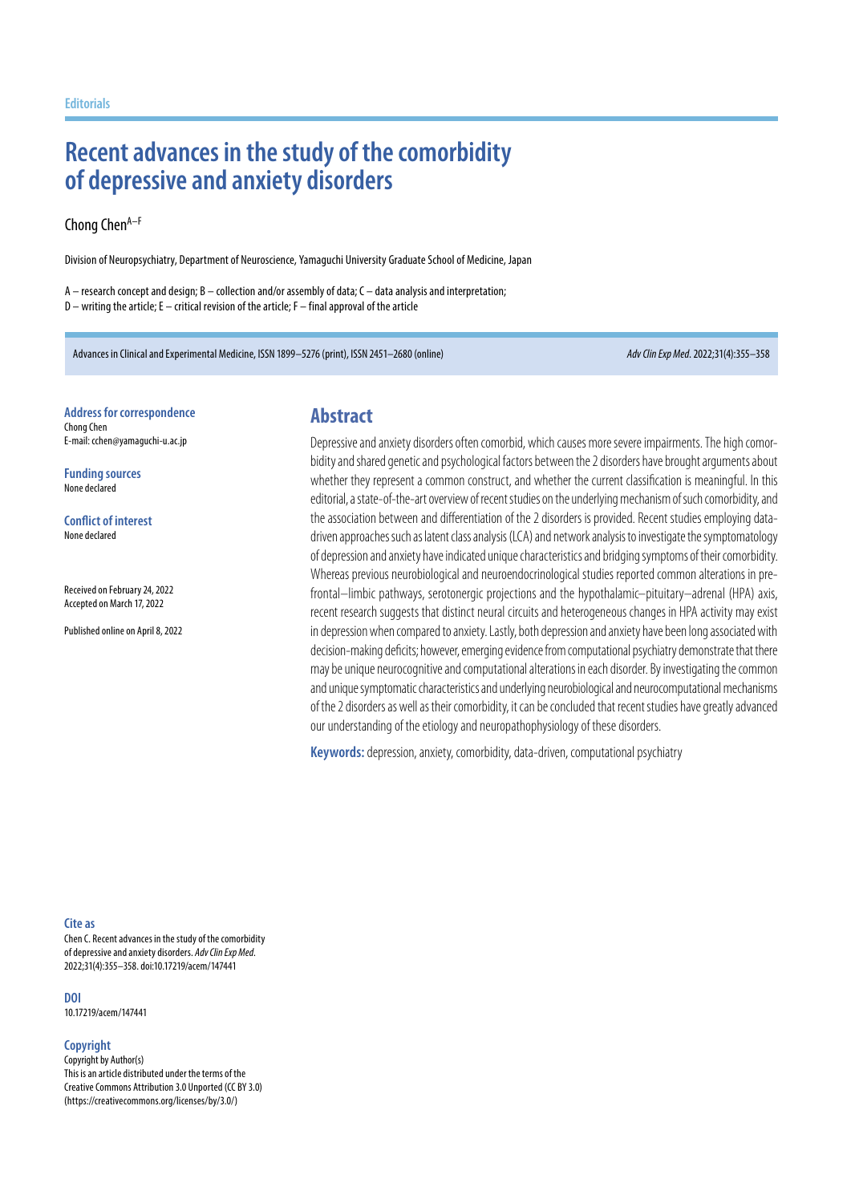Editorials

# Recent advances in the study of the comorbidity of depressive and anxiety disorders

Chong Chen[A–F]

Division of Neuropsychiatry, Department of Neuroscience, Yamaguchi University Graduate School of Medicine, Japan

A – research concept and design; B – collection and/or assembly of data; C – data analysis and interpretation;
D – writing the article; E – critical revision of the article; F – final approval of the article

Advances in Clinical and Experimental Medicine, ISSN 1899–5276 (print), ISSN 2451–2680 (online) *Adv Clin Exp Med*. 2022;31(4):355–358

**Address for correspondence**
Chong Chen
E-mail: cchen@yamaguchi-u.ac.jp

**Funding sources**
None declared

**Conflict of interest**
None declared

Received on February 24, 2022
Accepted on March 17, 2022

Published online on April 8, 2022

## Abstract

Depressive and anxiety disorders often comorbid, which causes more severe impairments. The high comorbidity and shared genetic and psychological factors between the 2 disorders have brought arguments about whether they represent a common construct, and whether the current classification is meaningful. In this editorial, a state-of-the-art overview of recent studies on the underlying mechanism of such comorbidity, and the association between and differentiation of the 2 disorders is provided. Recent studies employing data-driven approaches such as latent class analysis (LCA) and network analysis to investigate the symptomatology of depression and anxiety have indicated unique characteristics and bridging symptoms of their comorbidity. Whereas previous neurobiological and neuroendocrinological studies reported common alterations in prefrontal–limbic pathways, serotonergic projections and the hypothalamic–pituitary–adrenal (HPA) axis, recent research suggests that distinct neural circuits and heterogeneous changes in HPA activity may exist in depression when compared to anxiety. Lastly, both depression and anxiety have been long associated with decision-making deficits; however, emerging evidence from computational psychiatry demonstrate that there may be unique neurocognitive and computational alterations in each disorder. By investigating the common and unique symptomatic characteristics and underlying neurobiological and neurocomputational mechanisms of the 2 disorders as well as their comorbidity, it can be concluded that recent studies have greatly advanced our understanding of the etiology and neuropathophysiology of these disorders.

**Keywords:** depression, anxiety, comorbidity, data-driven, computational psychiatry

**Cite as**
Chen C. Recent advances in the study of the comorbidity of depressive and anxiety disorders. *Adv Clin Exp Med.* 2022;31(4):355–358. doi:10.17219/acem/147441

**DOI**
10.17219/acem/147441

**Copyright**
Copyright by Author(s)
This is an article distributed under the terms of the Creative Commons Attribution 3.0 Unported (CC BY 3.0) (https://creativecommons.org/licenses/by/3.0/)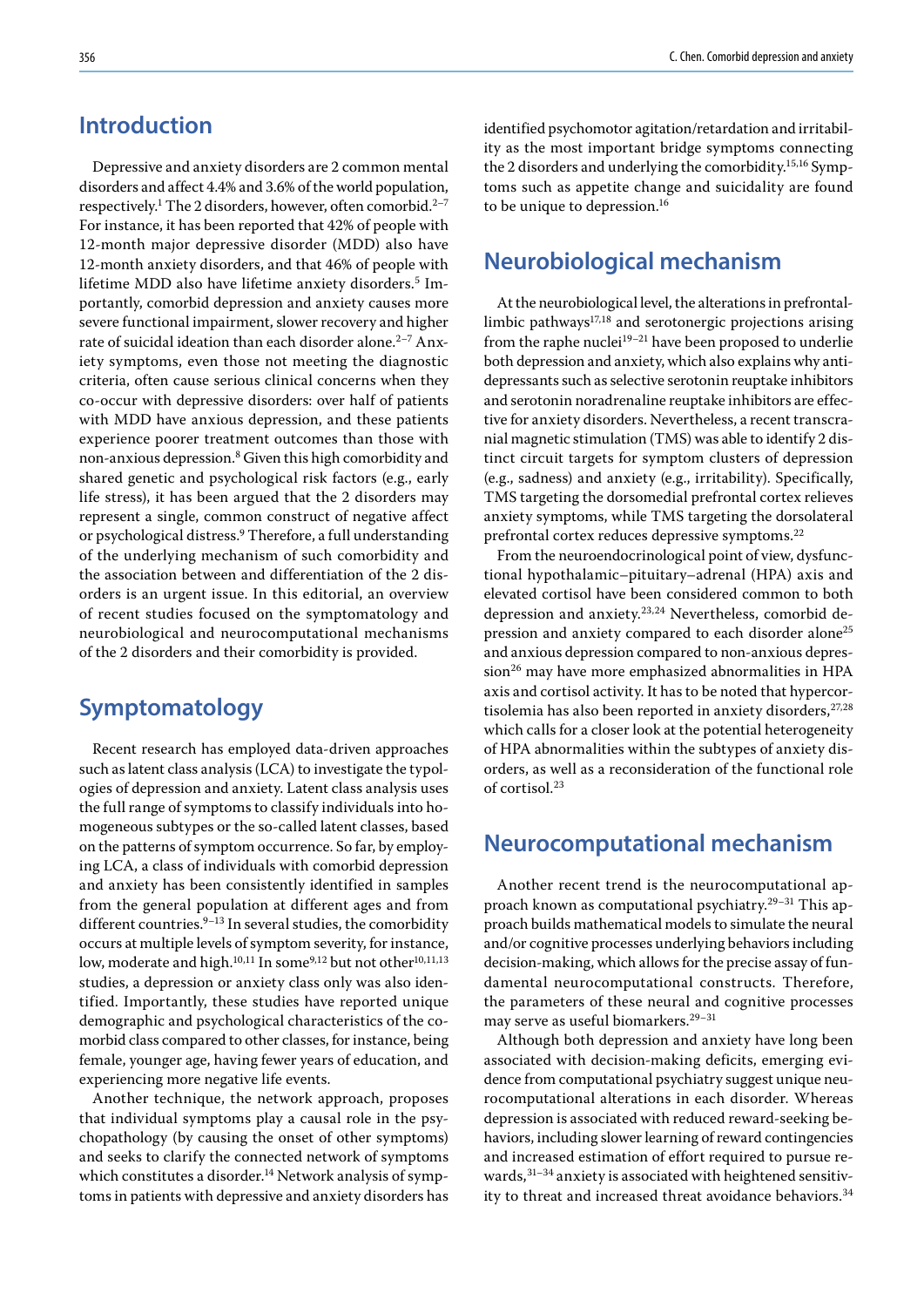## Introduction

Depressive and anxiety disorders are 2 common mental disorders and affect 4.4% and 3.6% of the world population, respectively.[1] The 2 disorders, however, often comorbid.[2–7] For instance, it has been reported that 42% of people with 12-month major depressive disorder (MDD) also have 12-month anxiety disorders, and that 46% of people with lifetime MDD also have lifetime anxiety disorders.[5] Importantly, comorbid depression and anxiety causes more severe functional impairment, slower recovery and higher rate of suicidal ideation than each disorder alone.[2–7] Anxiety symptoms, even those not meeting the diagnostic criteria, often cause serious clinical concerns when they co-occur with depressive disorders: over half of patients with MDD have anxious depression, and these patients experience poorer treatment outcomes than those with non-anxious depression.[8] Given this high comorbidity and shared genetic and psychological risk factors (e.g., early life stress), it has been argued that the 2 disorders may represent a single, common construct of negative affect or psychological distress.[9] Therefore, a full understanding of the underlying mechanism of such comorbidity and the association between and differentiation of the 2 disorders is an urgent issue. In this editorial, an overview of recent studies focused on the symptomatology and neurobiological and neurocomputational mechanisms of the 2 disorders and their comorbidity is provided.

## Symptomatology

Recent research has employed data-driven approaches such as latent class analysis (LCA) to investigate the typologies of depression and anxiety. Latent class analysis uses the full range of symptoms to classify individuals into homogeneous subtypes or the so-called latent classes, based on the patterns of symptom occurrence. So far, by employing LCA, a class of individuals with comorbid depression and anxiety has been consistently identified in samples from the general population at different ages and from different countries.[9–13] In several studies, the comorbidity occurs at multiple levels of symptom severity, for instance, low, moderate and high.[10,11] In some[9,12] but not other[10,11,13] studies, a depression or anxiety class only was also identified. Importantly, these studies have reported unique demographic and psychological characteristics of the comorbid class compared to other classes, for instance, being female, younger age, having fewer years of education, and experiencing more negative life events.

Another technique, the network approach, proposes that individual symptoms play a causal role in the psychopathology (by causing the onset of other symptoms) and seeks to clarify the connected network of symptoms which constitutes a disorder.[14] Network analysis of symptoms in patients with depressive and anxiety disorders has identified psychomotor agitation/retardation and irritability as the most important bridge symptoms connecting the 2 disorders and underlying the comorbidity.[15,16] Symptoms such as appetite change and suicidality are found to be unique to depression.[16]

## Neurobiological mechanism

At the neurobiological level, the alterations in prefrontal-limbic pathways[17,18] and serotonergic projections arising from the raphe nuclei[19–21] have been proposed to underlie both depression and anxiety, which also explains why antidepressants such as selective serotonin reuptake inhibitors and serotonin noradrenaline reuptake inhibitors are effective for anxiety disorders. Nevertheless, a recent transcranial magnetic stimulation (TMS) was able to identify 2 distinct circuit targets for symptom clusters of depression (e.g., sadness) and anxiety (e.g., irritability). Specifically, TMS targeting the dorsomedial prefrontal cortex relieves anxiety symptoms, while TMS targeting the dorsolateral prefrontal cortex reduces depressive symptoms.[22]

From the neuroendocrinological point of view, dysfunctional hypothalamic–pituitary–adrenal (HPA) axis and elevated cortisol have been considered common to both depression and anxiety.[23,24] Nevertheless, comorbid depression and anxiety compared to each disorder alone[25] and anxious depression compared to non-anxious depression[26] may have more emphasized abnormalities in HPA axis and cortisol activity. It has to be noted that hypercortisolemia has also been reported in anxiety disorders,[27,28] which calls for a closer look at the potential heterogeneity of HPA abnormalities within the subtypes of anxiety disorders, as well as a reconsideration of the functional role of cortisol.[23]

## Neurocomputational mechanism

Another recent trend is the neurocomputational approach known as computational psychiatry.[29–31] This approach builds mathematical models to simulate the neural and/or cognitive processes underlying behaviors including decision-making, which allows for the precise assay of fundamental neurocomputational constructs. Therefore, the parameters of these neural and cognitive processes may serve as useful biomarkers.[29–31]

Although both depression and anxiety have long been associated with decision-making deficits, emerging evidence from computational psychiatry suggest unique neurocomputational alterations in each disorder. Whereas depression is associated with reduced reward-seeking behaviors, including slower learning of reward contingencies and increased estimation of effort required to pursue rewards,[31–34] anxiety is associated with heightened sensitivity to threat and increased threat avoidance behaviors.[34]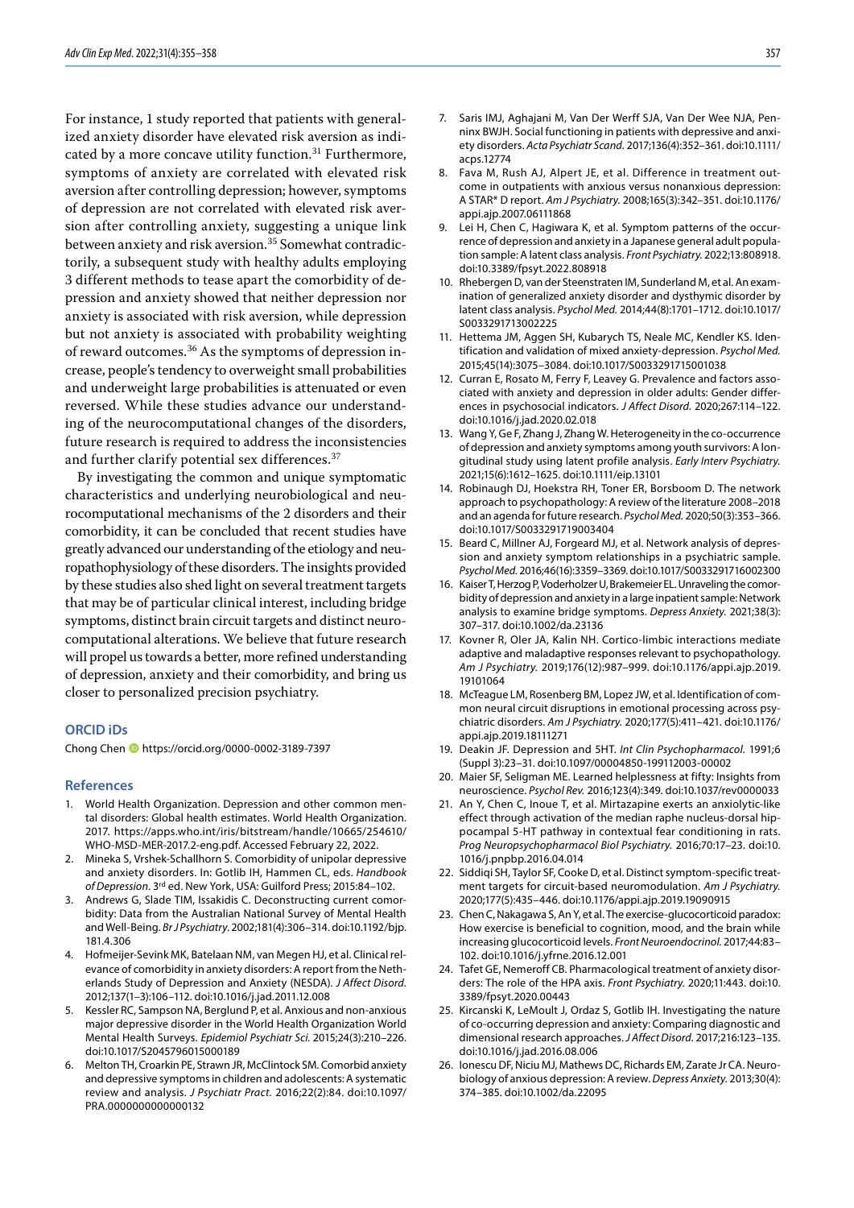For instance, 1 study reported that patients with generalized anxiety disorder have elevated risk aversion as indicated by a more concave utility function.[31] Furthermore, symptoms of anxiety are correlated with elevated risk aversion after controlling depression; however, symptoms of depression are not correlated with elevated risk aversion after controlling anxiety, suggesting a unique link between anxiety and risk aversion.[35] Somewhat contradictorily, a subsequent study with healthy adults employing 3 different methods to tease apart the comorbidity of depression and anxiety showed that neither depression nor anxiety is associated with risk aversion, while depression but not anxiety is associated with probability weighting of reward outcomes.[36] As the symptoms of depression increase, people's tendency to overweight small probabilities and underweight large probabilities is attenuated or even reversed. While these studies advance our understanding of the neurocomputational changes of the disorders, future research is required to address the inconsistencies and further clarify potential sex differences.[37]

By investigating the common and unique symptomatic characteristics and underlying neurobiological and neurocomputational mechanisms of the 2 disorders and their comorbidity, it can be concluded that recent studies have greatly advanced our understanding of the etiology and neuropathophysiology of these disorders. The insights provided by these studies also shed light on several treatment targets that may be of particular clinical interest, including bridge symptoms, distinct brain circuit targets and distinct neurocomputational alterations. We believe that future research will propel us towards a better, more refined understanding of depression, anxiety and their comorbidity, and bring us closer to personalized precision psychiatry.

### ORCID iDs

Chong Chen https://orcid.org/0000-0002-3189-7397

### References

1. World Health Organization. Depression and other common mental disorders: Global health estimates. World Health Organization. 2017. https://apps.who.int/iris/bitstream/handle/10665/254610/WHO-MSD-MER-2017.2-eng.pdf. Accessed February 22, 2022.
2. Mineka S, Vrshek-Schallhorn S. Comorbidity of unipolar depressive and anxiety disorders. In: Gotlib IH, Hammen CL, eds. *Handbook of Depression*. 3rd ed. New York, USA: Guilford Press; 2015:84–102.
3. Andrews G, Slade TIM, Issakidis C. Deconstructing current comorbidity: Data from the Australian National Survey of Mental Health and Well-Being. *Br J Psychiatry*. 2002;181(4):306–314. doi:10.1192/bjp.181.4.306
4. Hofmeijer-Sevink MK, Batelaan NM, van Megen HJ, et al. Clinical relevance of comorbidity in anxiety disorders: A report from the Netherlands Study of Depression and Anxiety (NESDA). *J Affect Disord*. 2012;137(1–3):106–112. doi:10.1016/j.jad.2011.12.008
5. Kessler RC, Sampson NA, Berglund P, et al. Anxious and non-anxious major depressive disorder in the World Health Organization World Mental Health Surveys. *Epidemiol Psychiatr Sci*. 2015;24(3):210–226. doi:10.1017/S2045796015000189
6. Melton TH, Croarkin PE, Strawn JR, McClintock SM. Comorbid anxiety and depressive symptoms in children and adolescents: A systematic review and analysis. *J Psychiatr Pract*. 2016;22(2):84. doi:10.1097/PRA.0000000000000132
7. Saris IMJ, Aghajani M, Van Der Werff SJA, Van Der Wee NJA, Penninx BWJH. Social functioning in patients with depressive and anxiety disorders. *Acta Psychiatr Scand*. 2017;136(4):352–361. doi:10.1111/acps.12774
8. Fava M, Rush AJ, Alpert JE, et al. Difference in treatment outcome in outpatients with anxious versus nonanxious depression: A STAR* D report. *Am J Psychiatry*. 2008;165(3):342–351. doi:10.1176/appi.ajp.2007.06111868
9. Lei H, Chen C, Hagiwara K, et al. Symptom patterns of the occurrence of depression and anxiety in a Japanese general adult population sample: A latent class analysis. *Front Psychiatry*. 2022;13:808918. doi:10.3389/fpsyt.2022.808918
10. Rhebergen D, van der Steenstraten IM, Sunderland M, et al. An examination of generalized anxiety disorder and dysthymic disorder by latent class analysis. *Psychol Med*. 2014;44(8):1701–1712. doi:10.1017/S0033291713002225
11. Hettema JM, Aggen SH, Kubarych TS, Neale MC, Kendler KS. Identification and validation of mixed anxiety-depression. *Psychol Med*. 2015;45(14):3075–3084. doi:10.1017/S0033291715001038
12. Curran E, Rosato M, Ferry F, Leavey G. Prevalence and factors associated with anxiety and depression in older adults: Gender differences in psychosocial indicators. *J Affect Disord*. 2020;267:114–122. doi:10.1016/j.jad.2020.02.018
13. Wang Y, Ge F, Zhang J, Zhang W. Heterogeneity in the co-occurrence of depression and anxiety symptoms among youth survivors: A longitudinal study using latent profile analysis. *Early Interv Psychiatry*. 2021;15(6):1612–1625. doi:10.1111/eip.13101
14. Robinaugh DJ, Hoekstra RH, Toner ER, Borsboom D. The network approach to psychopathology: A review of the literature 2008–2018 and an agenda for future research. *Psychol Med*. 2020;50(3):353–366. doi:10.1017/S0033291719003404
15. Beard C, Millner AJ, Forgeard MJ, et al. Network analysis of depression and anxiety symptom relationships in a psychiatric sample. *Psychol Med*. 2016;46(16):3359–3369. doi:10.1017/S0033291716002300
16. Kaiser T, Herzog P, Voderholzer U, Brakemeier EL. Unraveling the comorbidity of depression and anxiety in a large inpatient sample: Network analysis to examine bridge symptoms. *Depress Anxiety*. 2021;38(3):307–317. doi:10.1002/da.23136
17. Kovner R, Oler JA, Kalin NH. Cortico-limbic interactions mediate adaptive and maladaptive responses relevant to psychopathology. *Am J Psychiatry*. 2019;176(12):987–999. doi:10.1176/appi.ajp.2019.19101064
18. McTeague LM, Rosenberg BM, Lopez JW, et al. Identification of common neural circuit disruptions in emotional processing across psychiatric disorders. *Am J Psychiatry*. 2020;177(5):411–421. doi:10.1176/appi.ajp.2019.18111271
19. Deakin JF. Depression and 5HT. *Int Clin Psychopharmacol*. 1991;6(Suppl 3):23–31. doi:10.1097/00004850-199112003-00002
20. Maier SF, Seligman ME. Learned helplessness at fifty: Insights from neuroscience. *Psychol Rev*. 2016;123(4):349. doi:10.1037/rev0000033
21. An Y, Chen C, Inoue T, et al. Mirtazapine exerts an anxiolytic-like effect through activation of the median raphe nucleus-dorsal hippocampal 5-HT pathway in contextual fear conditioning in rats. *Prog Neuropsychopharmacol Biol Psychiatry*. 2016;70:17–23. doi:10.1016/j.pnpbp.2016.04.014
22. Siddiqi SH, Taylor SF, Cooke D, et al. Distinct symptom-specific treatment targets for circuit-based neuromodulation. *Am J Psychiatry*. 2020;177(5):435–446. doi:10.1176/appi.ajp.2019.19090915
23. Chen C, Nakagawa S, An Y, et al. The exercise-glucocorticoid paradox: How exercise is beneficial to cognition, mood, and the brain while increasing glucocorticoid levels. *Front Neuroendocrinol*. 2017;44:83–102. doi:10.1016/j.yfrne.2016.12.001
24. Tafet GE, Nemeroff CB. Pharmacological treatment of anxiety disorders: The role of the HPA axis. *Front Psychiatry*. 2020;11:443. doi:10.3389/fpsyt.2020.00443
25. Kircanski K, LeMoult J, Ordaz S, Gotlib IH. Investigating the nature of co-occurring depression and anxiety: Comparing diagnostic and dimensional research approaches. *J Affect Disord*. 2017;216:123–135. doi:10.1016/j.jad.2016.08.006
26. Ionescu DF, Niciu MJ, Mathews DC, Richards EM, Zarate Jr CA. Neurobiology of anxious depression: A review. *Depress Anxiety*. 2013;30(4):374–385. doi:10.1002/da.22095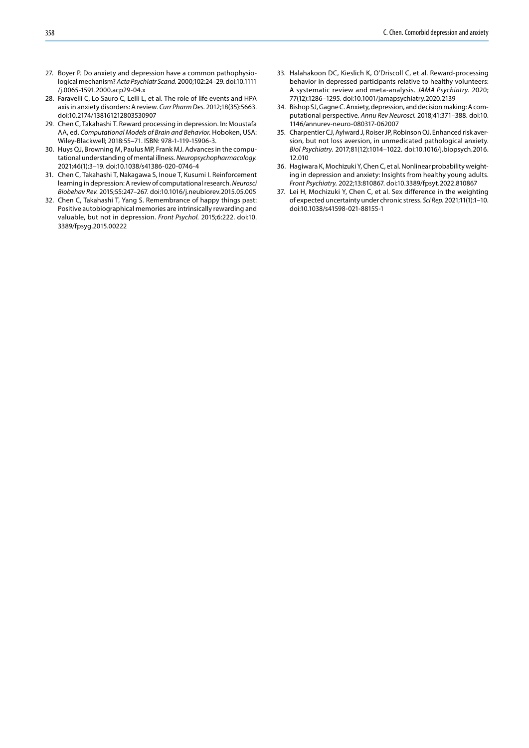27. Boyer P. Do anxiety and depression have a common pathophysiological mechanism? *Acta Psychiatr Scand.* 2000;102:24–29. doi:10.1111/j.0065-1591.2000.acp29-04.x
28. Faravelli C, Lo Sauro C, Lelli L, et al. The role of life events and HPA axis in anxiety disorders: A review. *Curr Pharm Des.* 2012;18(35):5663. doi:10.2174/138161212803530907
29. Chen C, Takahashi T. Reward processing in depression. In: Moustafa AA, ed. *Computational Models of Brain and Behavior.* Hoboken, USA: Wiley-Blackwell; 2018:55–71. ISBN: 978-1-119-15906-3.
30. Huys QJ, Browning M, Paulus MP, Frank MJ. Advances in the computational understanding of mental illness. *Neuropsychopharmacology.* 2021;46(1):3–19. doi:10.1038/s41386-020-0746-4
31. Chen C, Takahashi T, Nakagawa S, Inoue T, Kusumi I. Reinforcement learning in depression: A review of computational research. *Neurosci Biobehav Rev.* 2015;55:247–267. doi:10.1016/j.neubiorev.2015.05.005
32. Chen C, Takahashi T, Yang S. Remembrance of happy things past: Positive autobiographical memories are intrinsically rewarding and valuable, but not in depression. *Front Psychol.* 2015;6:222. doi:10.3389/fpsyg.2015.00222
33. Halahakoon DC, Kieslich K, O'Driscoll C, et al. Reward-processing behavior in depressed participants relative to healthy volunteers: A systematic review and meta-analysis. *JAMA Psychiatry.* 2020;77(12):1286–1295. doi:10.1001/jamapsychiatry.2020.2139
34. Bishop SJ, Gagne C. Anxiety, depression, and decision making: A computational perspective. *Annu Rev Neurosci.* 2018;41:371–388. doi:10.1146/annurev-neuro-080317-062007
35. Charpentier CJ, Aylward J, Roiser JP, Robinson OJ. Enhanced risk aversion, but not loss aversion, in unmedicated pathological anxiety. *Biol Psychiatry.* 2017;81(12):1014–1022. doi:10.1016/j.biopsych.2016.12.010
36. Hagiwara K, Mochizuki Y, Chen C, et al. Nonlinear probability weighting in depression and anxiety: Insights from healthy young adults. *Front Psychiatry.* 2022;13:810867. doi:10.3389/fpsyt.2022.810867
37. Lei H, Mochizuki Y, Chen C, et al. Sex difference in the weighting of expected uncertainty under chronic stress. *Sci Rep.* 2021;11(1):1–10. doi:10.1038/s41598-021-88155-1